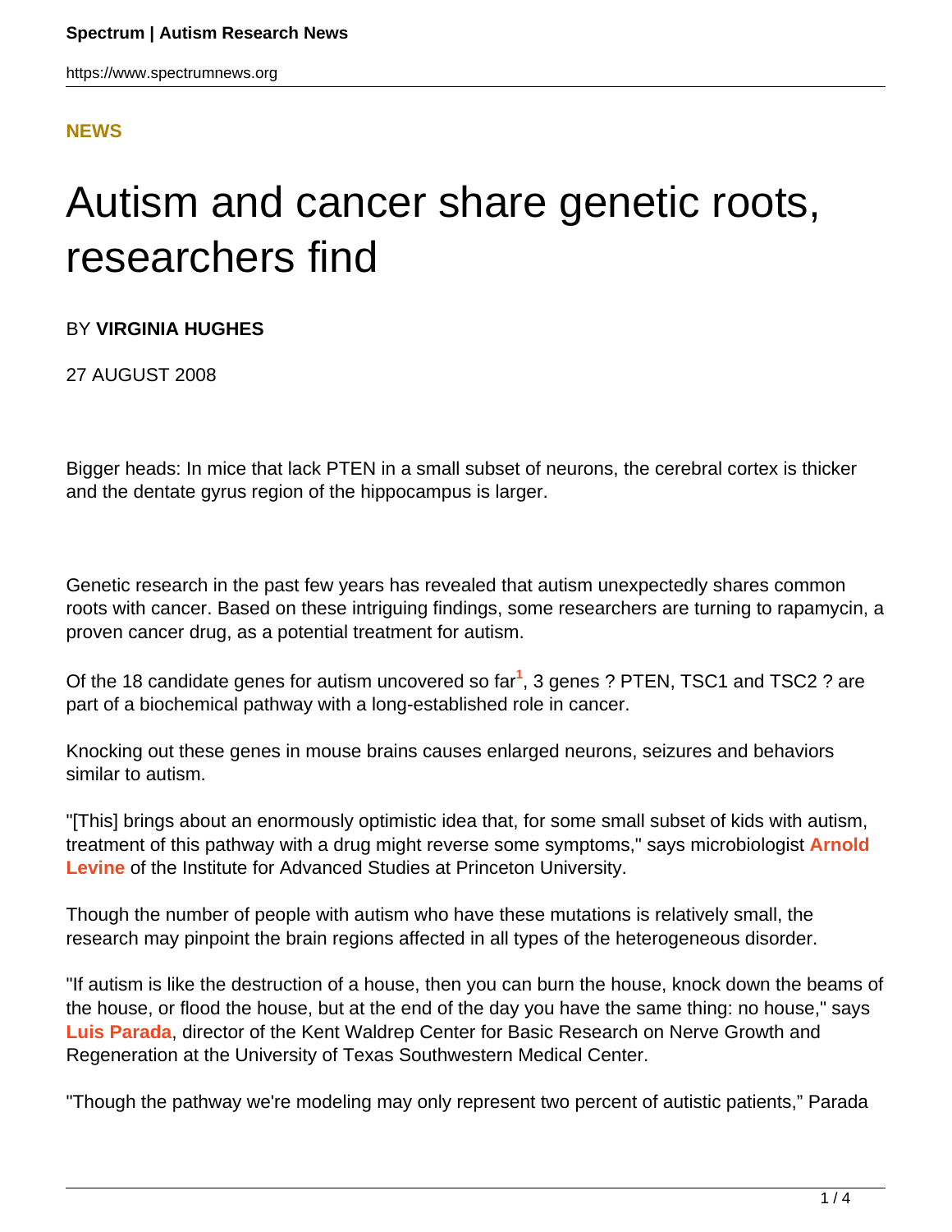**NEWS**

# Autism and cancer share genetic roots, researchers find

BY **VIRGINIA HUGHES**

27 AUGUST 2008

Bigger heads: In mice that lack PTEN in a small subset of neurons, the cerebral cortex is thicker and the dentate gyrus region of the hippocampus is larger.

Genetic research in the past few years has revealed that autism unexpectedly shares common roots with cancer. Based on these intriguing findings, some researchers are turning to rapamycin, a proven cancer drug, as a potential treatment for autism.

Of the 18 candidate genes for autism uncovered so far[1], 3 genes ? PTEN, TSC1 and TSC2 ? are part of a biochemical pathway with a long-established role in cancer.

Knocking out these genes in mouse brains causes enlarged neurons, seizures and behaviors similar to autism.

"[This] brings about an enormously optimistic idea that, for some small subset of kids with autism, treatment of this pathway with a drug might reverse some symptoms," says microbiologist **Arnold Levine** of the Institute for Advanced Studies at Princeton University.

Though the number of people with autism who have these mutations is relatively small, the research may pinpoint the brain regions affected in all types of the heterogeneous disorder.

"If autism is like the destruction of a house, then you can burn the house, knock down the beams of the house, or flood the house, but at the end of the day you have the same thing: no house," says **Luis Parada**, director of the Kent Waldrep Center for Basic Research on Nerve Growth and Regeneration at the University of Texas Southwestern Medical Center.

"Though the pathway we're modeling may only represent two percent of autistic patients," Parada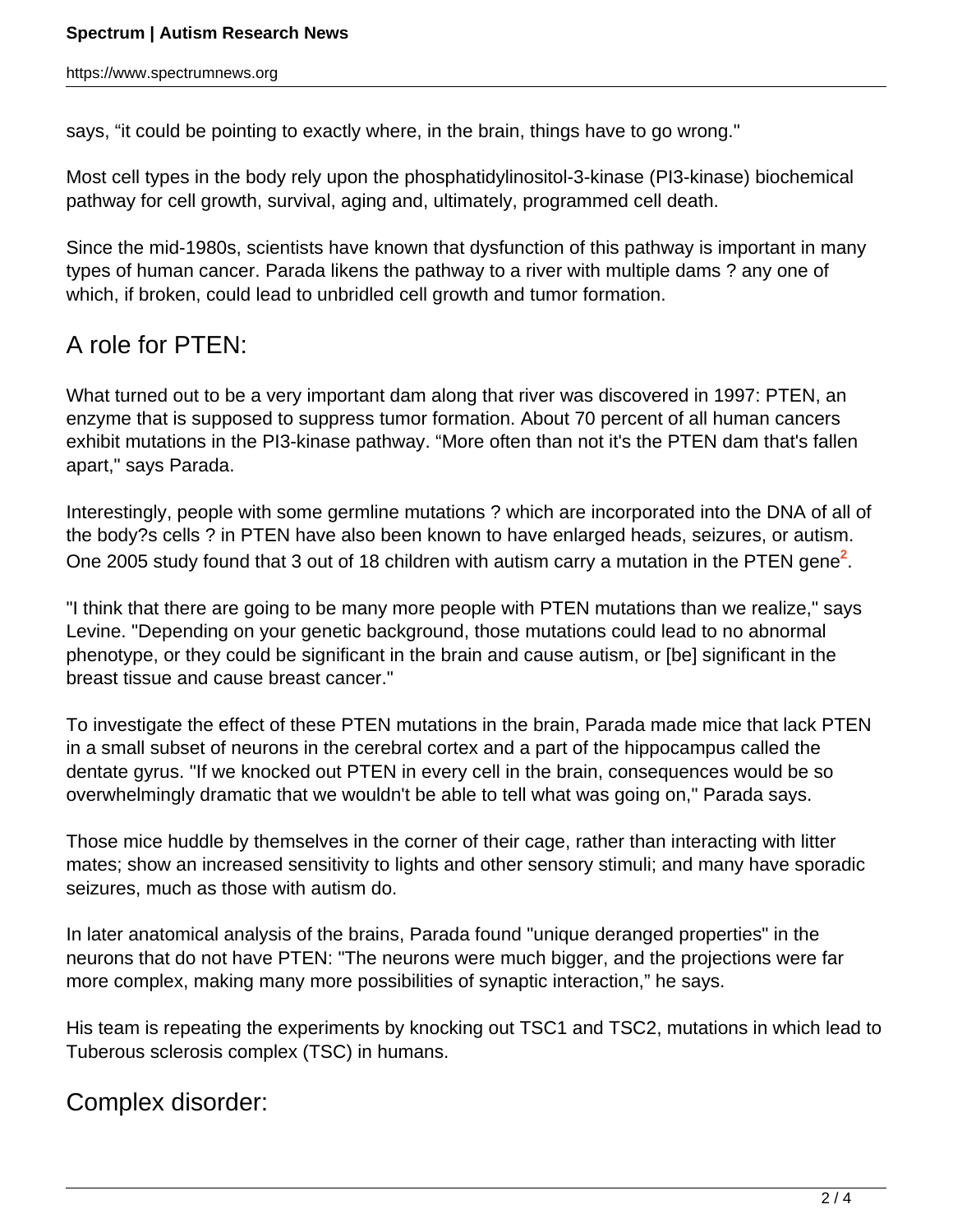says, “it could be pointing to exactly where, in the brain, things have to go wrong."

Most cell types in the body rely upon the phosphatidylinositol-3-kinase (PI3-kinase) biochemical pathway for cell growth, survival, aging and, ultimately, programmed cell death.

Since the mid-1980s, scientists have known that dysfunction of this pathway is important in many types of human cancer. Parada likens the pathway to a river with multiple dams ? any one of which, if broken, could lead to unbridled cell growth and tumor formation.

## A role for PTEN:

What turned out to be a very important dam along that river was discovered in 1997: PTEN, an enzyme that is supposed to suppress tumor formation. About 70 percent of all human cancers exhibit mutations in the PI3-kinase pathway. “More often than not it's the PTEN dam that's fallen apart," says Parada.

Interestingly, people with some germline mutations ? which are incorporated into the DNA of all of the body?s cells ? in PTEN have also been known to have enlarged heads, seizures, or autism. One 2005 study found that 3 out of 18 children with autism carry a mutation in the PTEN gene[2].

"I think that there are going to be many more people with PTEN mutations than we realize," says Levine. "Depending on your genetic background, those mutations could lead to no abnormal phenotype, or they could be significant in the brain and cause autism, or [be] significant in the breast tissue and cause breast cancer."

To investigate the effect of these PTEN mutations in the brain, Parada made mice that lack PTEN in a small subset of neurons in the cerebral cortex and a part of the hippocampus called the dentate gyrus. "If we knocked out PTEN in every cell in the brain, consequences would be so overwhelmingly dramatic that we wouldn't be able to tell what was going on," Parada says.

Those mice huddle by themselves in the corner of their cage, rather than interacting with litter mates; show an increased sensitivity to lights and other sensory stimuli; and many have sporadic seizures, much as those with autism do.

In later anatomical analysis of the brains, Parada found "unique deranged properties" in the neurons that do not have PTEN: "The neurons were much bigger, and the projections were far more complex, making many more possibilities of synaptic interaction,” he says.

His team is repeating the experiments by knocking out TSC1 and TSC2, mutations in which lead to Tuberous sclerosis complex (TSC) in humans.

## Complex disorder: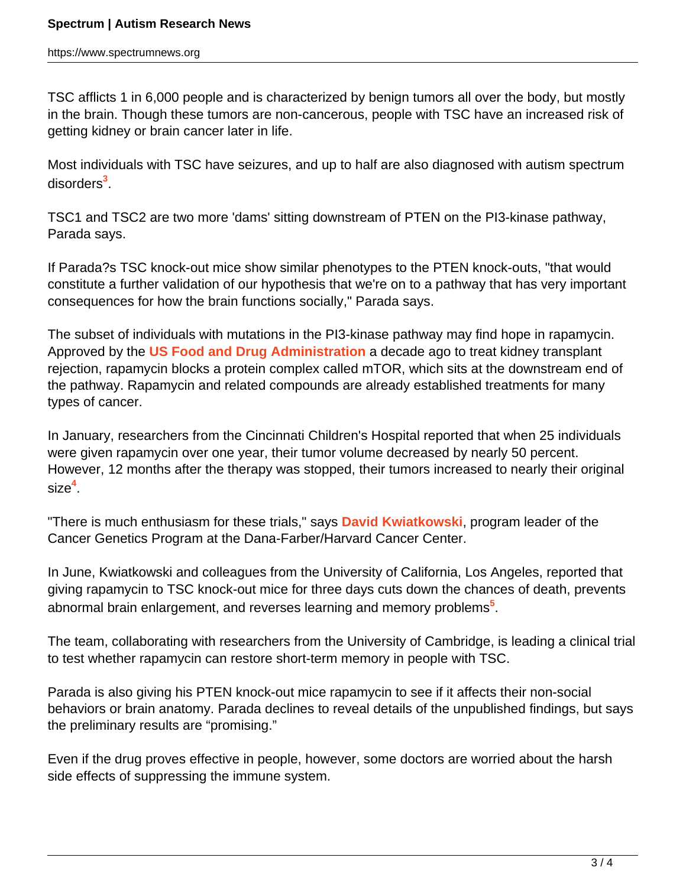TSC afflicts 1 in 6,000 people and is characterized by benign tumors all over the body, but mostly in the brain. Though these tumors are non-cancerous, people with TSC have an increased risk of getting kidney or brain cancer later in life.

Most individuals with TSC have seizures, and up to half are also diagnosed with autism spectrum disorders[3].

TSC1 and TSC2 are two more 'dams' sitting downstream of PTEN on the PI3-kinase pathway, Parada says.

If Parada?s TSC knock-out mice show similar phenotypes to the PTEN knock-outs, "that would constitute a further validation of our hypothesis that we're on to a pathway that has very important consequences for how the brain functions socially," Parada says.

The subset of individuals with mutations in the PI3-kinase pathway may find hope in rapamycin. Approved by the **US Food and Drug Administration** a decade ago to treat kidney transplant rejection, rapamycin blocks a protein complex called mTOR, which sits at the downstream end of the pathway. Rapamycin and related compounds are already established treatments for many types of cancer.

In January, researchers from the Cincinnati Children's Hospital reported that when 25 individuals were given rapamycin over one year, their tumor volume decreased by nearly 50 percent. However, 12 months after the therapy was stopped, their tumors increased to nearly their original size[4].

"There is much enthusiasm for these trials," says **David Kwiatkowski**, program leader of the Cancer Genetics Program at the Dana-Farber/Harvard Cancer Center.

In June, Kwiatkowski and colleagues from the University of California, Los Angeles, reported that giving rapamycin to TSC knock-out mice for three days cuts down the chances of death, prevents abnormal brain enlargement, and reverses learning and memory problems[5].

The team, collaborating with researchers from the University of Cambridge, is leading a clinical trial to test whether rapamycin can restore short-term memory in people with TSC.

Parada is also giving his PTEN knock-out mice rapamycin to see if it affects their non-social behaviors or brain anatomy. Parada declines to reveal details of the unpublished findings, but says the preliminary results are "promising."

Even if the drug proves effective in people, however, some doctors are worried about the harsh side effects of suppressing the immune system.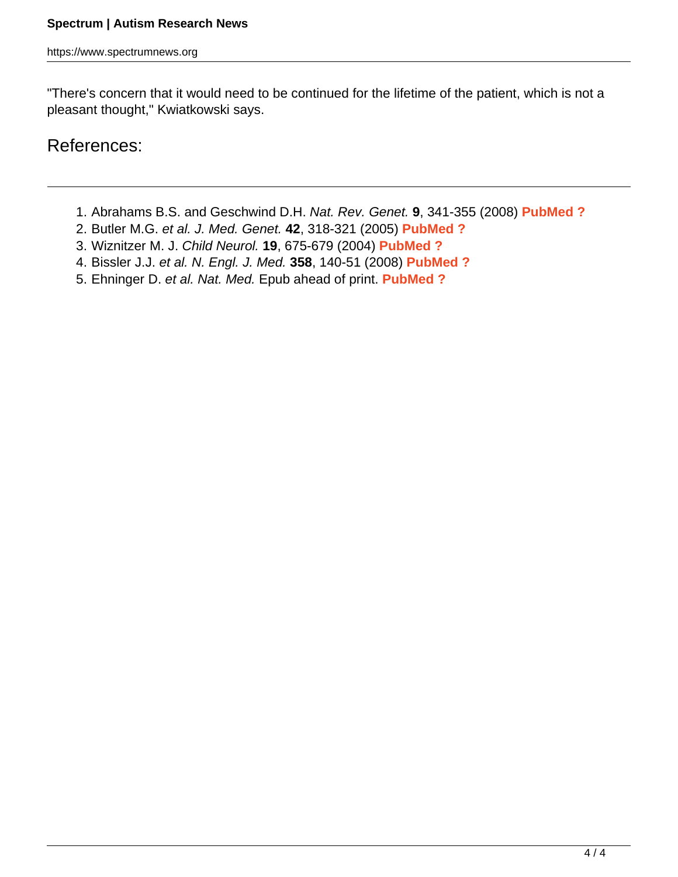"There's concern that it would need to be continued for the lifetime of the patient, which is not a pleasant thought," Kwiatkowski says.

## References:

1. Abrahams B.S. and Geschwind D.H. *Nat. Rev. Genet.* **9**, 341-355 (2008) **PubMed ?**
2. Butler M.G. *et al. J. Med. Genet.* **42**, 318-321 (2005) **PubMed ?**
3. Wiznitzer M. J. *Child Neurol.* **19**, 675-679 (2004) **PubMed ?**
4. Bissler J.J. *et al. N. Engl. J. Med.* **358**, 140-51 (2008) **PubMed ?**
5. Ehninger D. *et al. Nat. Med.* Epub ahead of print. **PubMed ?**